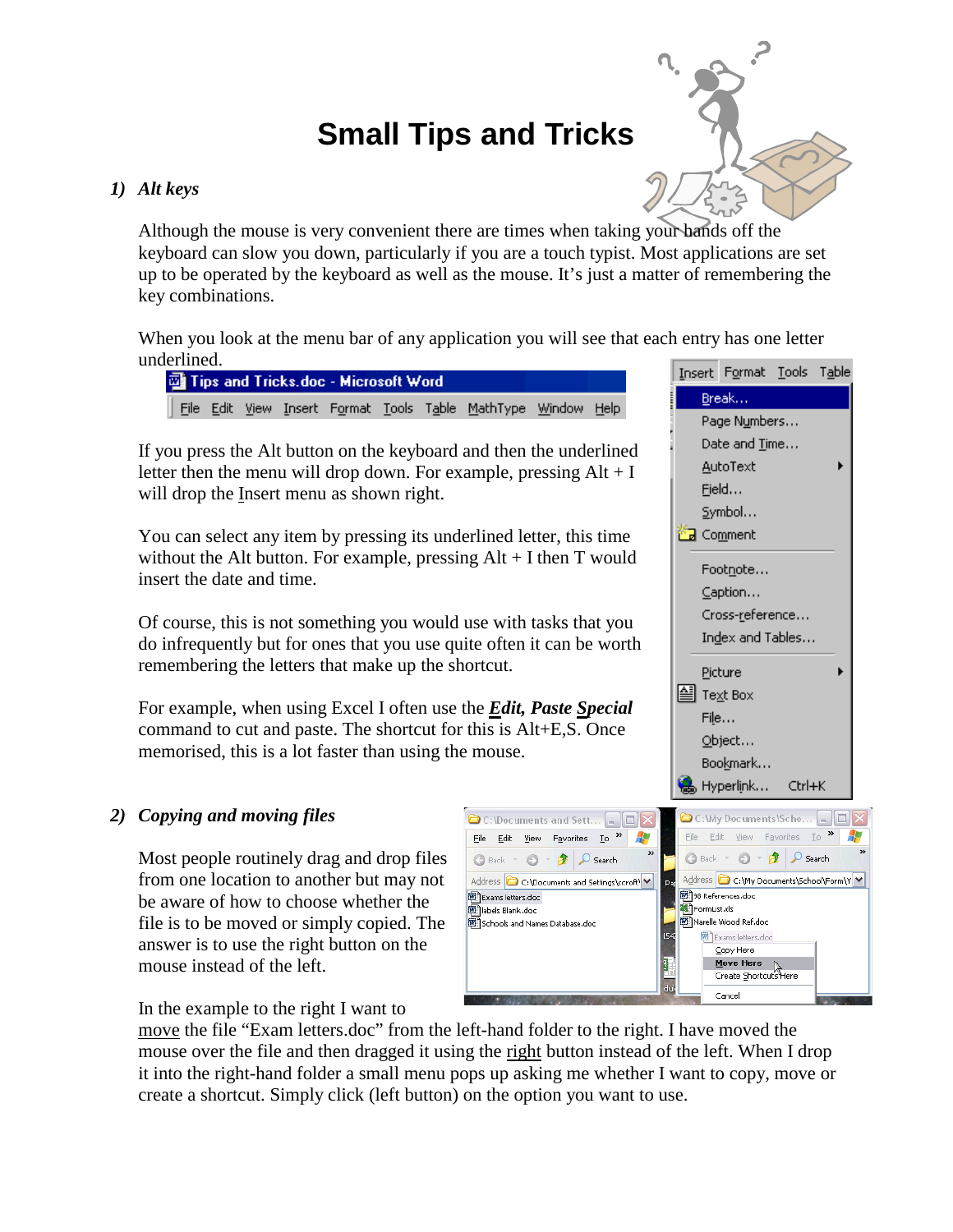# Small Tips and Tricks

## *1) Alt keys*

Although the mouse is very convenient there are times when taking your hands off the keyboard can slow you down, particularly if you are a touch typist. Most applications are set up to be operated by the keyboard as well as the mouse. It's just a matter of remembering the key combinations.

When you look at the menu bar of any application you will see that each entry has one letter underlined.

If you press the Alt button on the keyboard and then the underlined letter then the menu will drop down. For example, pressing Alt + I will drop the Insert menu as shown right.

You can select any item by pressing its underlined letter, this time without the Alt button. For example, pressing Alt + I then T would insert the date and time.

Of course, this is not something you would use with tasks that you do infrequently but for ones that you use quite often it can be worth remembering the letters that make up the shortcut.

For example, when using Excel I often use the ***Edit, Paste Special*** command to cut and paste. The shortcut for this is Alt+E,S. Once memorised, this is a lot faster than using the mouse.

## *2) Copying and moving files*

Most people routinely drag and drop files from one location to another but may not be aware of how to choose whether the file is to be moved or simply copied. The answer is to use the right button on the mouse instead of the left.

In the example to the right I want to move the file "Exam letters.doc" from the left-hand folder to the right. I have moved the mouse over the file and then dragged it using the right button instead of the left. When I drop it into the right-hand folder a small menu pops up asking me whether I want to copy, move or create a shortcut. Simply click (left button) on the option you want to use.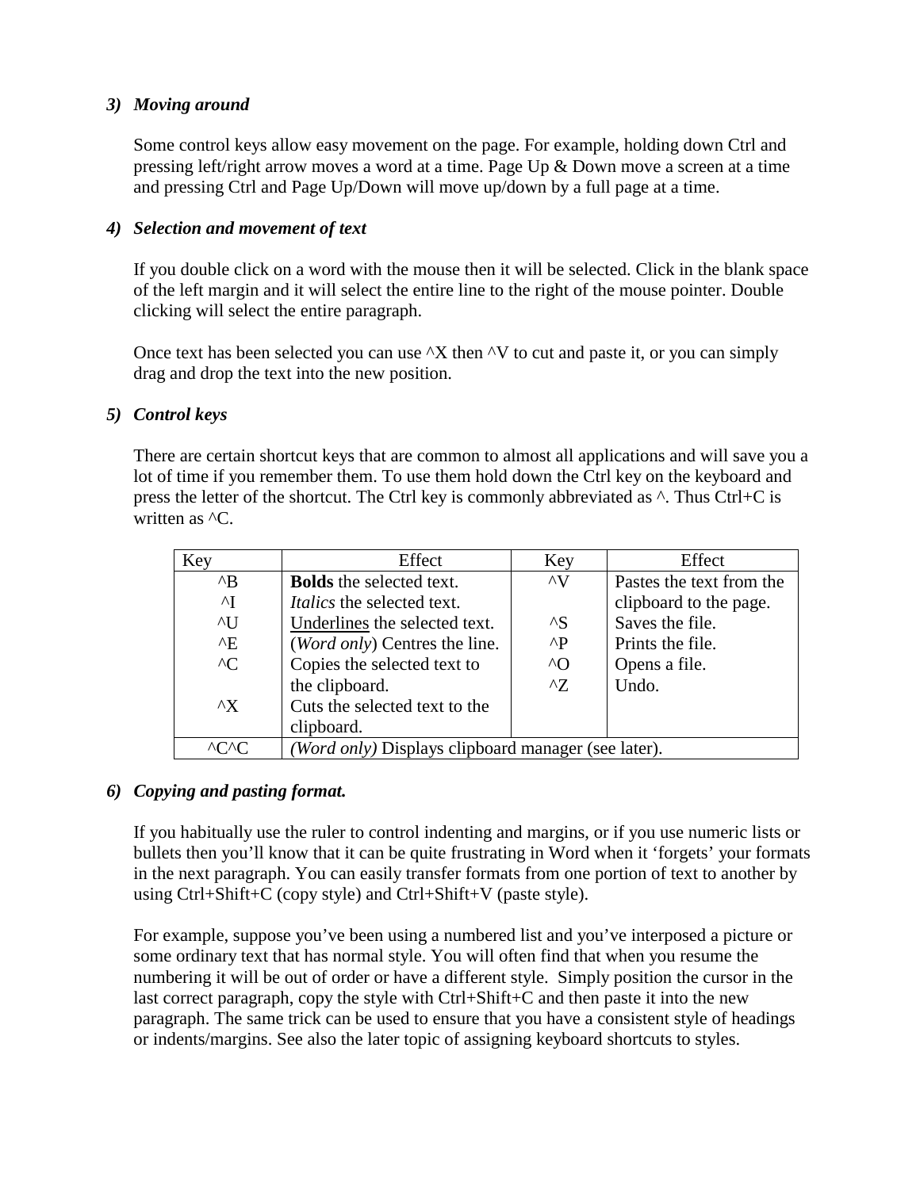### 3) *Moving around*

Some control keys allow easy movement on the page. For example, holding down Ctrl and pressing left/right arrow moves a word at a time. Page Up & Down move a screen at a time and pressing Ctrl and Page Up/Down will move up/down by a full page at a time.

### 4) *Selection and movement of text*

If you double click on a word with the mouse then it will be selected. Click in the blank space of the left margin and it will select the entire line to the right of the mouse pointer. Double clicking will select the entire paragraph.

Once text has been selected you can use ^X then ^V to cut and paste it, or you can simply drag and drop the text into the new position.

### 5) *Control keys*

There are certain shortcut keys that are common to almost all applications and will save you a lot of time if you remember them. To use them hold down the Ctrl key on the keyboard and press the letter of the shortcut. The Ctrl key is commonly abbreviated as ^. Thus Ctrl+C is written as ^C.

| Key | Effect | Key | Effect |
|---|---|---|---|
| ^B | **Bolds** the selected text. | ^V | Pastes the text from the clipboard to the page. |
| ^I | *Italics* the selected text. | ^S | Saves the file. |
| ^U | <u>Underlines</u> the selected text. | ^P | Prints the file. |
| ^E | (*Word only*) Centres the line. | ^O | Opens a file. |
| ^C | Copies the selected text to the clipboard. | ^Z | Undo. |
| ^X | Cuts the selected text to the clipboard. | | |
| ^C^C | *(Word only)* Displays clipboard manager (see later). | | |

### 6) *Copying and pasting format.*

If you habitually use the ruler to control indenting and margins, or if you use numeric lists or bullets then you'll know that it can be quite frustrating in Word when it 'forgets' your formats in the next paragraph. You can easily transfer formats from one portion of text to another by using Ctrl+Shift+C (copy style) and Ctrl+Shift+V (paste style).

For example, suppose you've been using a numbered list and you've interposed a picture or some ordinary text that has normal style. You will often find that when you resume the numbering it will be out of order or have a different style. Simply position the cursor in the last correct paragraph, copy the style with Ctrl+Shift+C and then paste it into the new paragraph. The same trick can be used to ensure that you have a consistent style of headings or indents/margins. See also the later topic of assigning keyboard shortcuts to styles.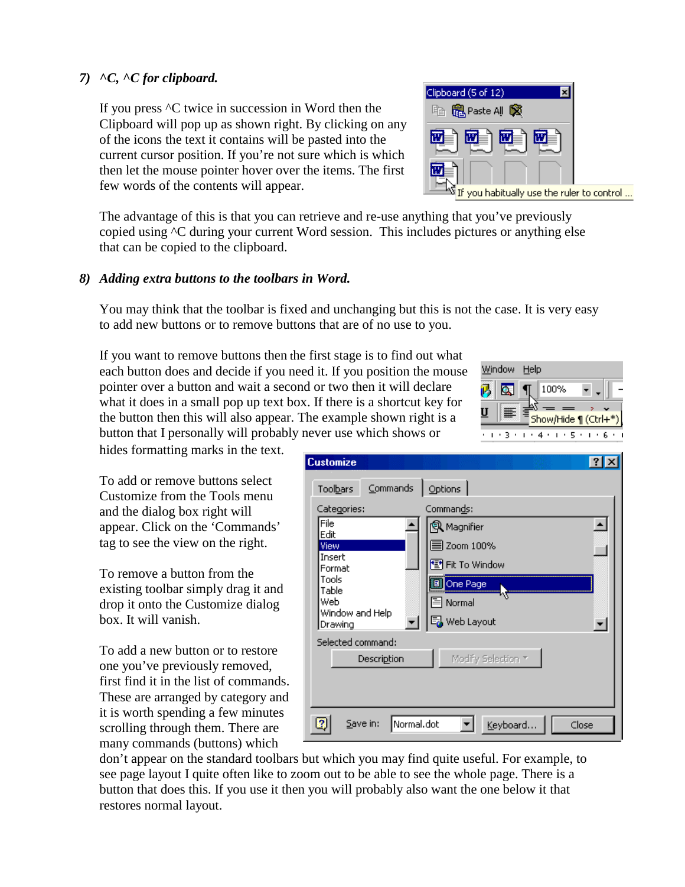*7) ^C, ^C for clipboard.*

If you press ^C twice in succession in Word then the Clipboard will pop up as shown right. By clicking on any of the icons the text it contains will be pasted into the current cursor position. If you're not sure which is which then let the mouse pointer hover over the items. The first few words of the contents will appear.

The advantage of this is that you can retrieve and re-use anything that you've previously copied using ^C during your current Word session. This includes pictures or anything else that can be copied to the clipboard.

*8) Adding extra buttons to the toolbars in Word.*

You may think that the toolbar is fixed and unchanging but this is not the case. It is very easy to add new buttons or to remove buttons that are of no use to you.

If you want to remove buttons then the first stage is to find out what each button does and decide if you need it. If you position the mouse pointer over a button and wait a second or two then it will declare what it does in a small pop up text box. If there is a shortcut key for the button then this will also appear. The example shown right is a button that I personally will probably never use which shows or hides formatting marks in the text.

To add or remove buttons select Customize from the Tools menu and the dialog box right will appear. Click on the 'Commands' tag to see the view on the right.

To remove a button from the existing toolbar simply drag it and drop it onto the Customize dialog box. It will vanish.

To add a new button or to restore one you've previously removed, first find it in the list of commands. These are arranged by category and it is worth spending a few minutes scrolling through them. There are many commands (buttons) which don't appear on the standard toolbars but which you may find quite useful. For example, to see page layout I quite often like to zoom out to be able to see the whole page. There is a button that does this. If you use it then you will probably also want the one below it that restores normal layout.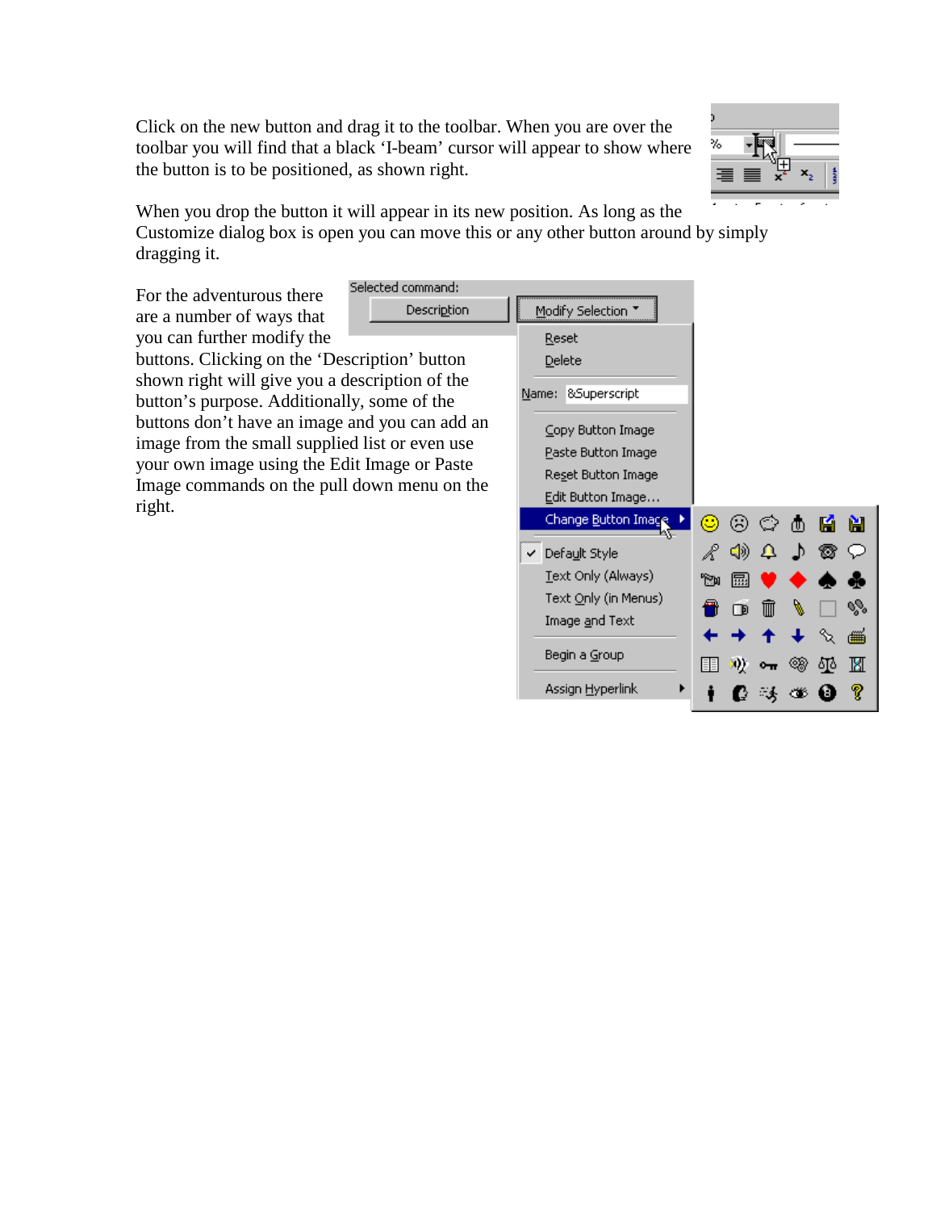Click on the new button and drag it to the toolbar. When you are over the toolbar you will find that a black 'I-beam' cursor will appear to show where the button is to be positioned, as shown right.

When you drop the button it will appear in its new position. As long as the Customize dialog box is open you can move this or any other button around by simply dragging it.

For the adventurous there are a number of ways that you can further modify the buttons. Clicking on the 'Description' button shown right will give you a description of the button's purpose. Additionally, some of the buttons don't have an image and you can add an image from the small supplied list or even use your own image using the Edit Image or Paste Image commands on the pull down menu on the right.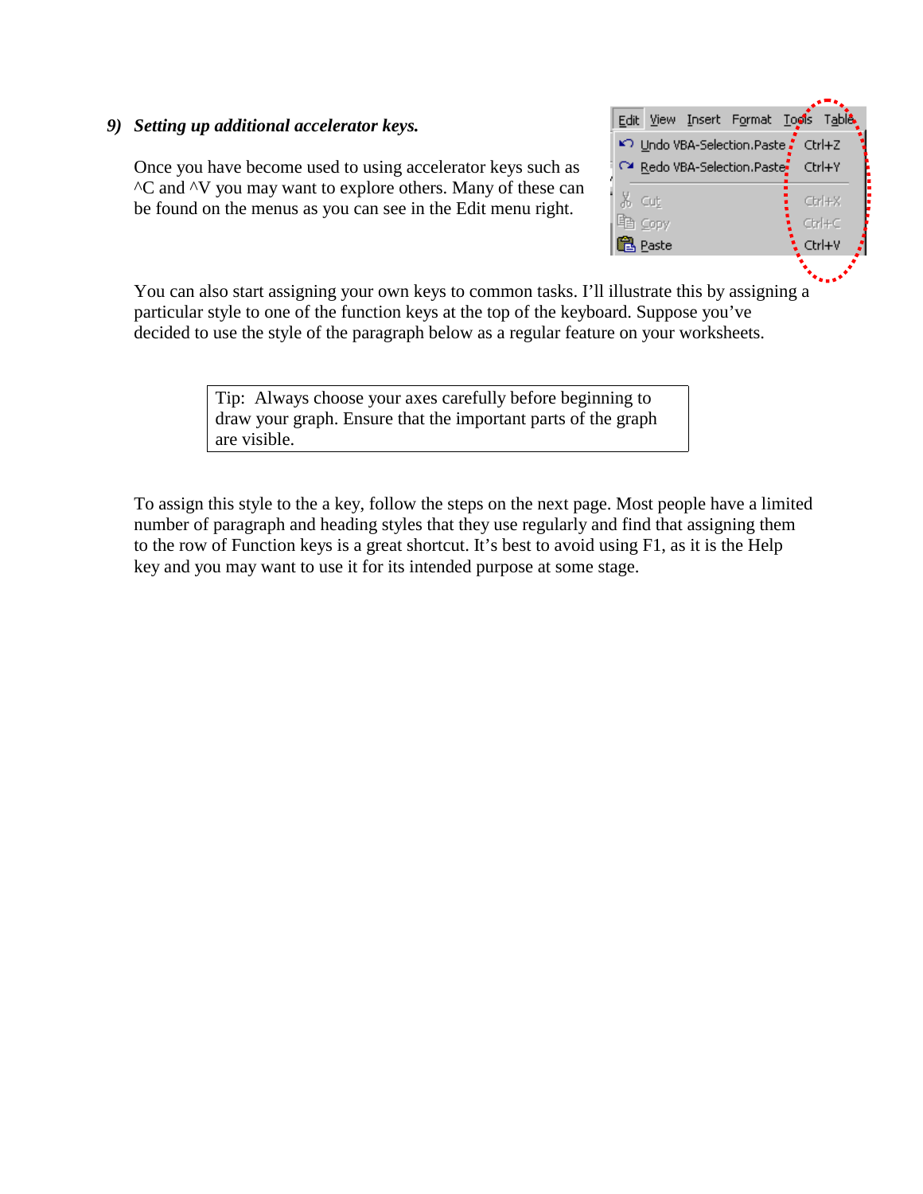### 9) *Setting up additional accelerator keys.*

Once you have become used to using accelerator keys such as ^C and ^V you may want to explore others. Many of these can be found on the menus as you can see in the Edit menu right.

You can also start assigning your own keys to common tasks. I'll illustrate this by assigning a particular style to one of the function keys at the top of the keyboard. Suppose you've decided to use the style of the paragraph below as a regular feature on your worksheets.

> Tip: Always choose your axes carefully before beginning to draw your graph. Ensure that the important parts of the graph are visible.

To assign this style to the a key, follow the steps on the next page. Most people have a limited number of paragraph and heading styles that they use regularly and find that assigning them to the row of Function keys is a great shortcut. It's best to avoid using F1, as it is the Help key and you may want to use it for its intended purpose at some stage.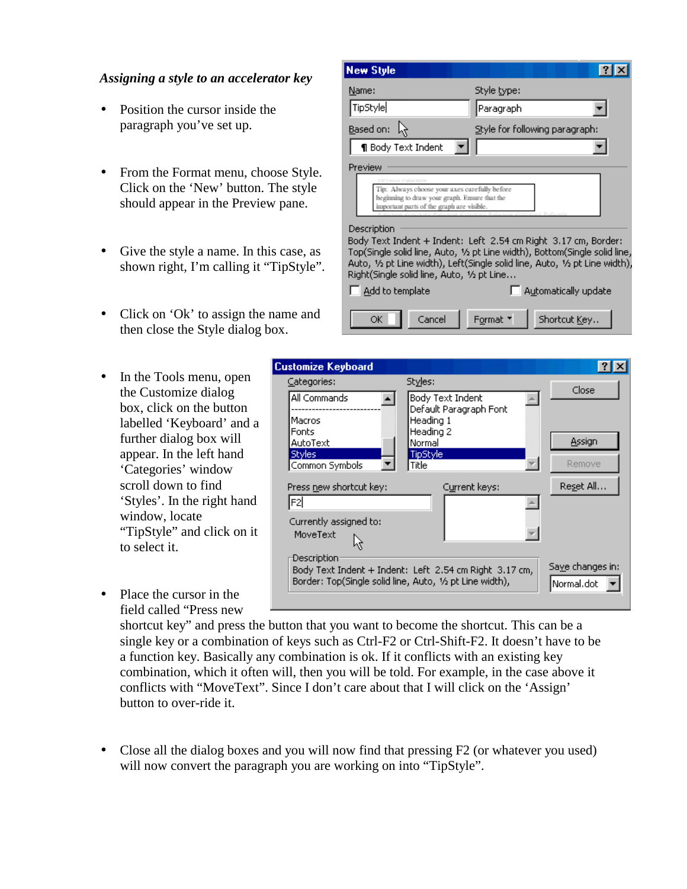*Assigning a style to an accelerator key*

- Position the cursor inside the paragraph you've set up.
- From the Format menu, choose Style. Click on the 'New' button. The style should appear in the Preview pane.
- Give the style a name. In this case, as shown right, I'm calling it "TipStyle".
- Click on 'Ok' to assign the name and then close the Style dialog box.
- In the Tools menu, open the Customize dialog box, click on the button labelled 'Keyboard' and a further dialog box will appear. In the left hand 'Categories' window scroll down to find 'Styles'. In the right hand window, locate "TipStyle" and click on it to select it.
- Place the cursor in the field called "Press new shortcut key" and press the button that you want to become the shortcut. This can be a single key or a combination of keys such as Ctrl-F2 or Ctrl-Shift-F2. It doesn't have to be a function key. Basically any combination is ok. If it conflicts with an existing key combination, which it often will, then you will be told. For example, in the case above it conflicts with "MoveText". Since I don't care about that I will click on the 'Assign' button to over-ride it.
- Close all the dialog boxes and you will now find that pressing F2 (or whatever you used) will now convert the paragraph you are working on into "TipStyle".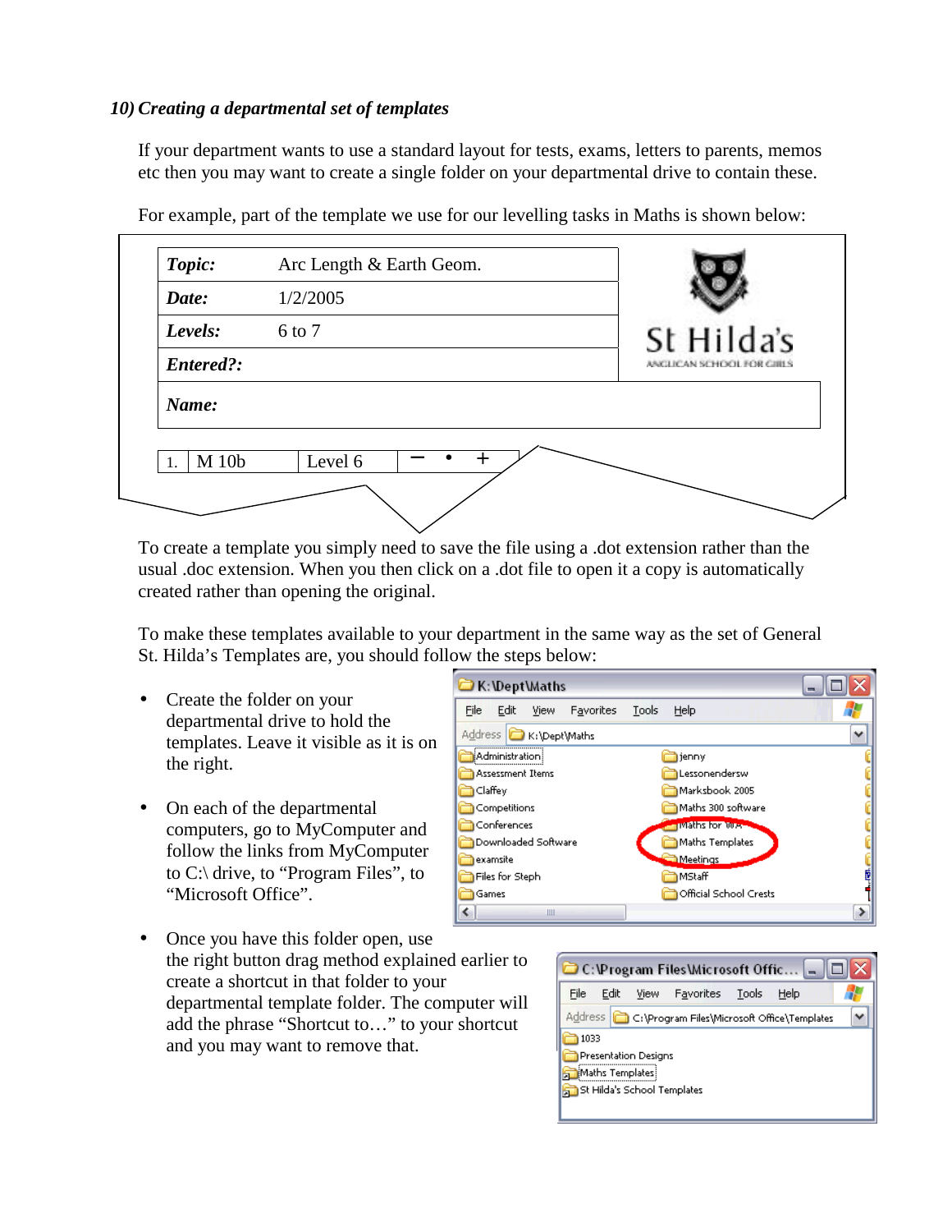*10) Creating a departmental set of templates*

If your department wants to use a standard layout for tests, exams, letters to parents, memos etc then you may want to create a single folder on your departmental drive to contain these.

For example, part of the template we use for our levelling tasks in Maths is shown below:

| | |
|---|---|
| ***Topic:*** | Arc Length & Earth Geom. |
| ***Date:*** | 1/2/2005 |
| ***Levels:*** | 6 to 7 |
| ***Entered?:*** | |
| ***Name:*** | |

St Hilda's
ANGLICAN SCHOOL FOR GIRLS

| 1. | M 10b | Level 6 | − • + |
|---|---|---|---|

To create a template you simply need to save the file using a .dot extension rather than the usual .doc extension. When you then click on a .dot file to open it a copy is automatically created rather than opening the original.

To make these templates available to your department in the same way as the set of General St. Hilda's Templates are, you should follow the steps below:

- Create the folder on your departmental drive to hold the templates. Leave it visible as it is on the right.

- On each of the departmental computers, go to MyComputer and follow the links from MyComputer to C:\ drive, to "Program Files", to "Microsoft Office".

- Once you have this folder open, use the right button drag method explained earlier to create a shortcut in that folder to your departmental template folder. The computer will add the phrase "Shortcut to…" to your shortcut and you may want to remove that.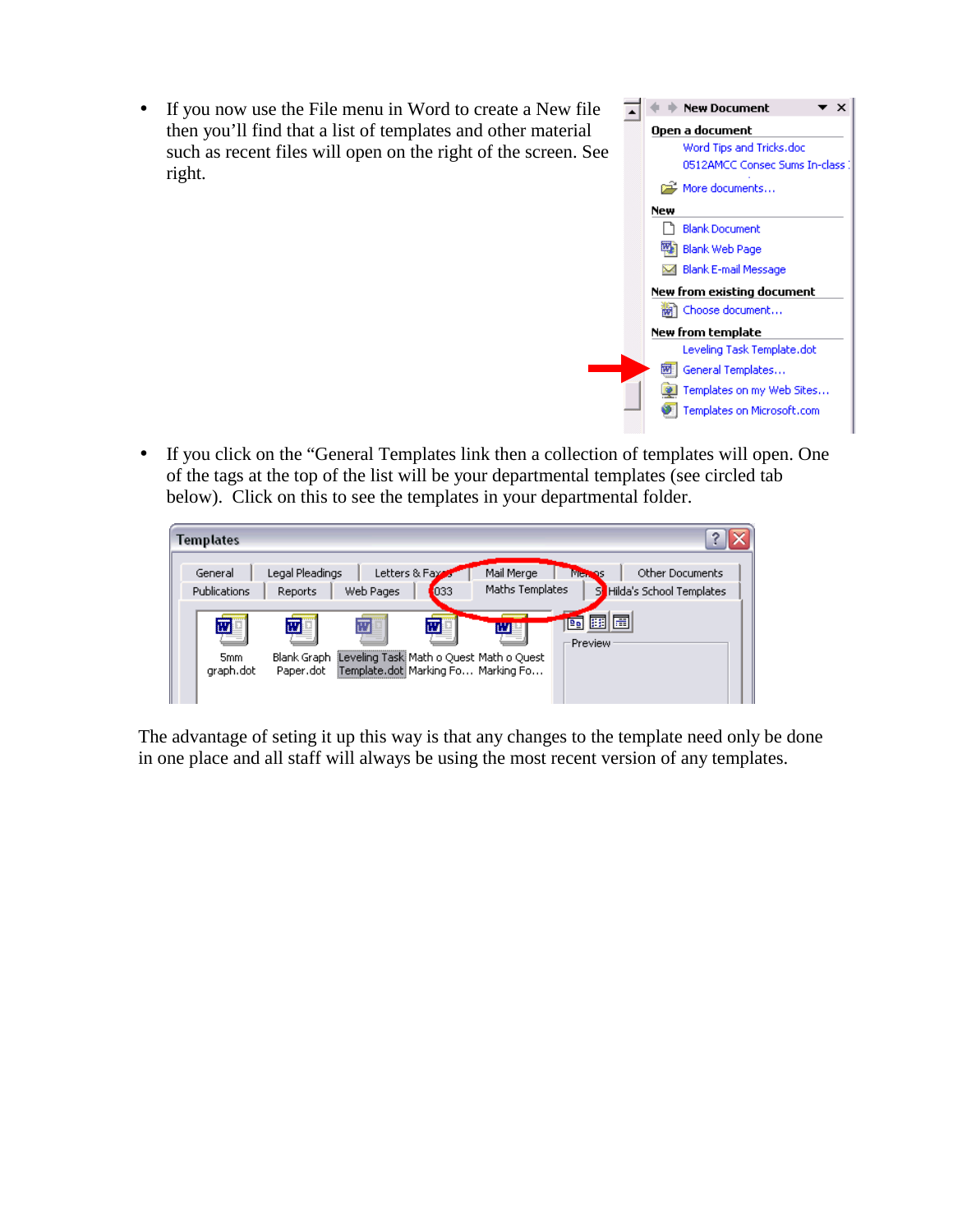- If you now use the File menu in Word to create a New file then you'll find that a list of templates and other material such as recent files will open on the right of the screen. See right.

- If you click on the "General Templates link then a collection of templates will open. One of the tags at the top of the list will be your departmental templates (see circled tab below). Click on this to see the templates in your departmental folder.

The advantage of seting it up this way is that any changes to the template need only be done in one place and all staff will always be using the most recent version of any templates.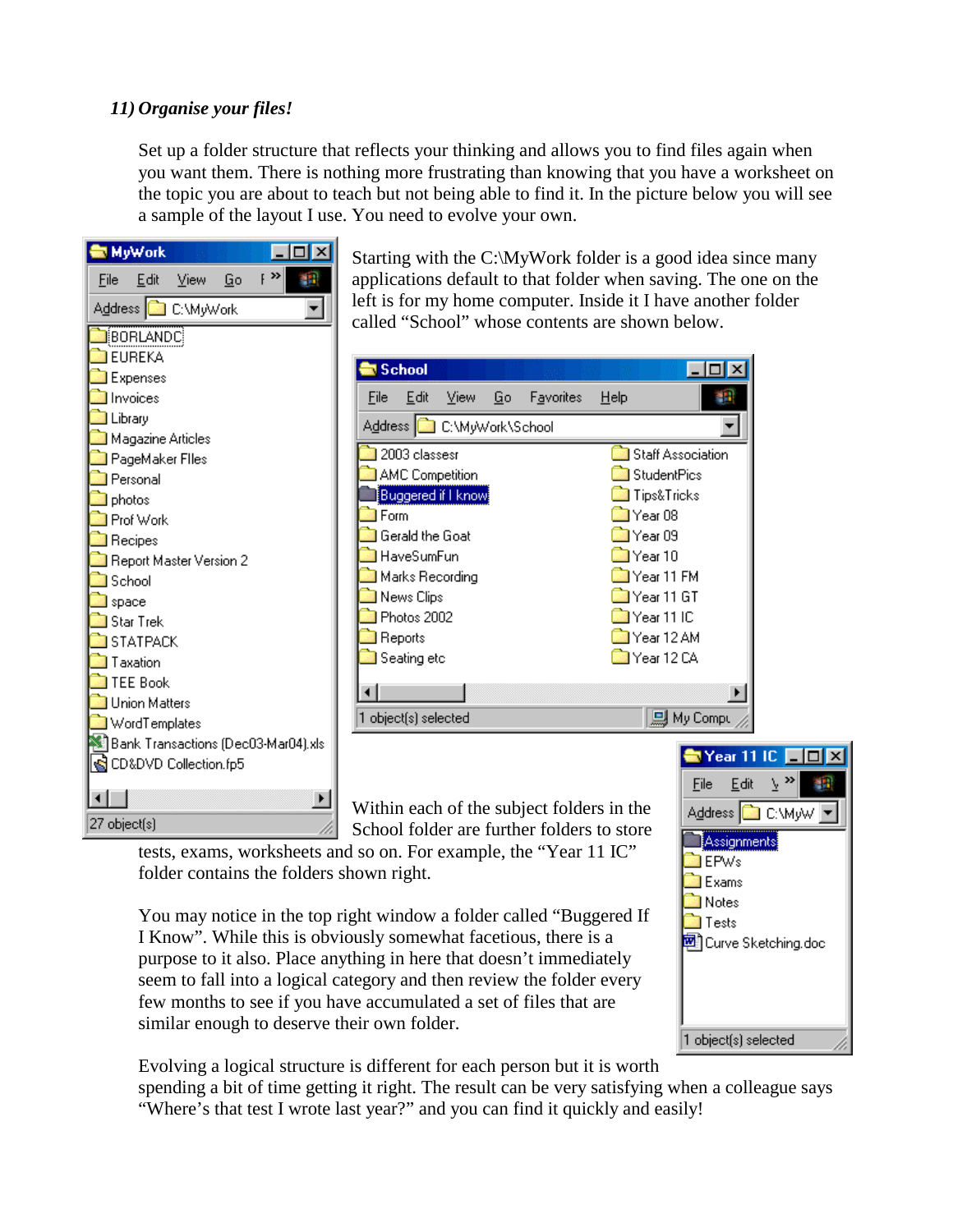### 11) *Organise your files!*

Set up a folder structure that reflects your thinking and allows you to find files again when you want them. There is nothing more frustrating than knowing that you have a worksheet on the topic you are about to teach but not being able to find it. In the picture below you will see a sample of the layout I use. You need to evolve your own.

Starting with the C:\MyWork folder is a good idea since many applications default to that folder when saving. The one on the left is for my home computer. Inside it I have another folder called "School" whose contents are shown below.

Within each of the subject folders in the School folder are further folders to store tests, exams, worksheets and so on. For example, the "Year 11 IC" folder contains the folders shown right.

You may notice in the top right window a folder called "Buggered If I Know". While this is obviously somewhat facetious, there is a purpose to it also. Place anything in here that doesn't immediately seem to fall into a logical category and then review the folder every few months to see if you have accumulated a set of files that are similar enough to deserve their own folder.

Evolving a logical structure is different for each person but it is worth spending a bit of time getting it right. The result can be very satisfying when a colleague says "Where's that test I wrote last year?" and you can find it quickly and easily!